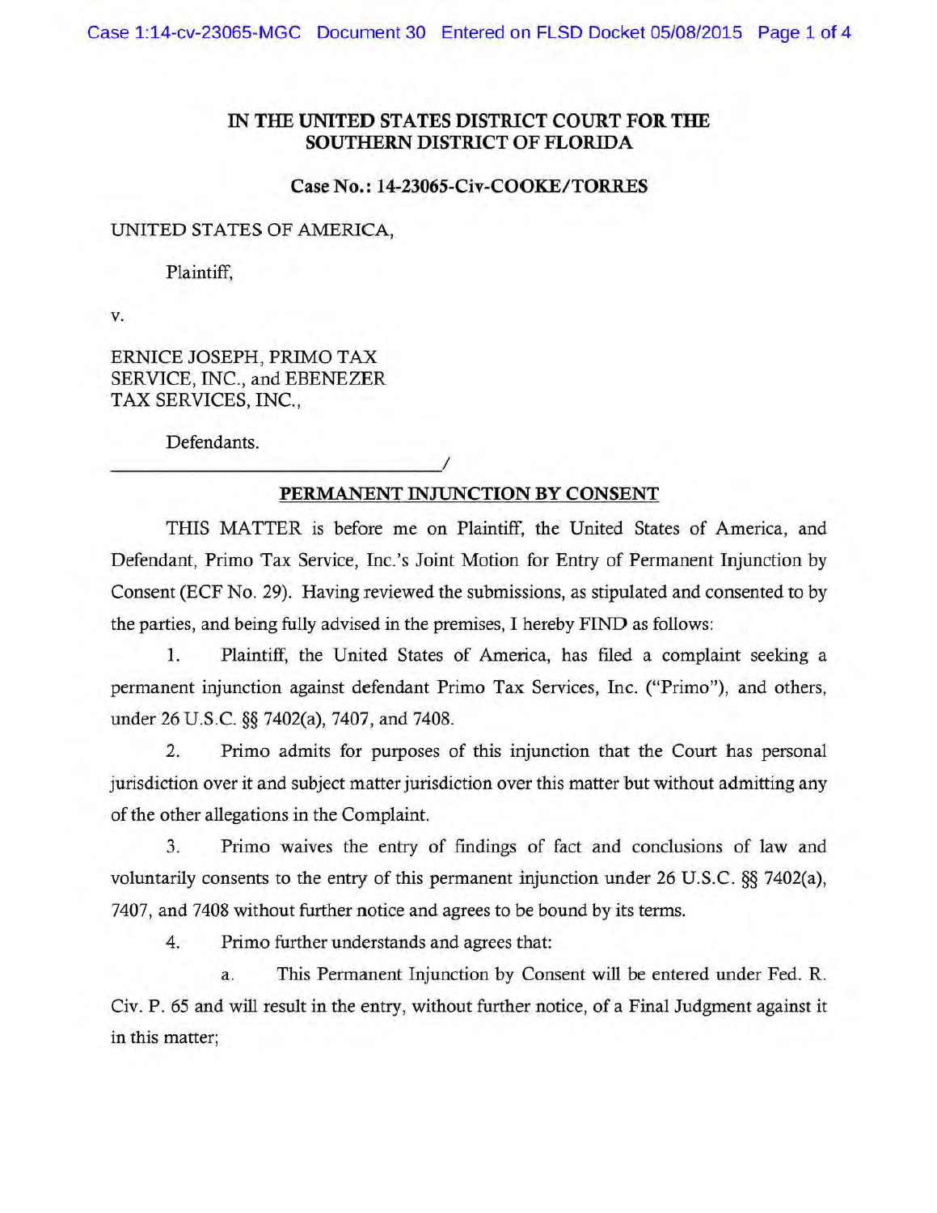# IN THE UNITED STATES DISTRICT COURT FOR THE SOUTHERN DISTRICT OF FLORIDA

**Case No.: 14-23065-Civ-COOKE/TORRES**

UNITED STATES OF AMERICA,

Plaintiff,

v.

ERNICE JOSEPH, PRIMO TAX SERVICE, INC., and EBENEZER TAX SERVICES, INC.,

Defendants.

_______________________________________/

## PERMANENT INJUNCTION BY CONSENT

THIS MATTER is before me on Plaintiff, the United States of America, and Defendant, Primo Tax Service, Inc.'s Joint Motion for Entry of Permanent Injunction by Consent (ECF No. 29). Having reviewed the submissions, as stipulated and consented to by the parties, and being fully advised in the premises, I hereby FIND as follows:

1. Plaintiff, the United States of America, has filed a complaint seeking a permanent injunction against defendant Primo Tax Services, Inc. ("Primo"), and others, under 26 U.S.C. §§ 7402(a), 7407, and 7408.

2. Primo admits for purposes of this injunction that the Court has personal jurisdiction over it and subject matter jurisdiction over this matter but without admitting any of the other allegations in the Complaint.

3. Primo waives the entry of findings of fact and conclusions of law and voluntarily consents to the entry of this permanent injunction under 26 U.S.C. §§ 7402(a), 7407, and 7408 without further notice and agrees to be bound by its terms.

4. Primo further understands and agrees that:

   a. This Permanent Injunction by Consent will be entered under Fed. R. Civ. P. 65 and will result in the entry, without further notice, of a Final Judgment against it in this matter;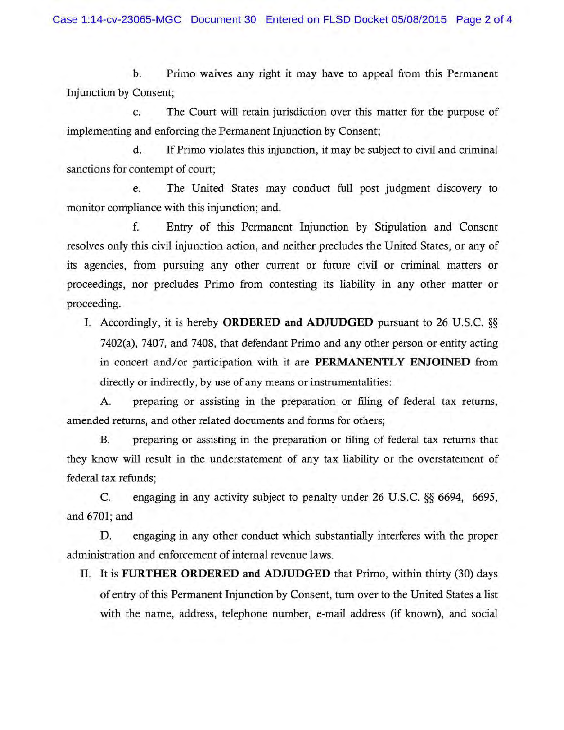b. Primo waives any right it may have to appeal from this Permanent Injunction by Consent;

c. The Court will retain jurisdiction over this matter for the purpose of implementing and enforcing the Permanent Injunction by Consent;

d. If Primo violates this injunction, it may be subject to civil and criminal sanctions for contempt of court;

e. The United States may conduct full post judgment discovery to monitor compliance with this injunction; and.

f. Entry of this Permanent Injunction by Stipulation and Consent resolves only this civil injunction action, and neither precludes the United States, or any of its agencies, from pursuing any other current or future civil or criminal matters or proceedings, nor precludes Primo from contesting its liability in any other matter or proceeding.

I. Accordingly, it is hereby **ORDERED and ADJUDGED** pursuant to 26 U.S.C. §§ 7402(a), 7407, and 7408, that defendant Primo and any other person or entity acting in concert and/or participation with it are **PERMANENTLY ENJOINED** from directly or indirectly, by use of any means or instrumentalities:

A. preparing or assisting in the preparation or filing of federal tax returns, amended returns, and other related documents and forms for others;

B. preparing or assisting in the preparation or filing of federal tax returns that they know will result in the understatement of any tax liability or the overstatement of federal tax refunds;

C. engaging in any activity subject to penalty under 26 U.S.C. §§ 6694, 6695, and 6701; and

D. engaging in any other conduct which substantially interferes with the proper administration and enforcement of internal revenue laws.

II. It is **FURTHER ORDERED and ADJUDGED** that Primo, within thirty (30) days of entry of this Permanent Injunction by Consent, turn over to the United States a list with the name, address, telephone number, e-mail address (if known), and social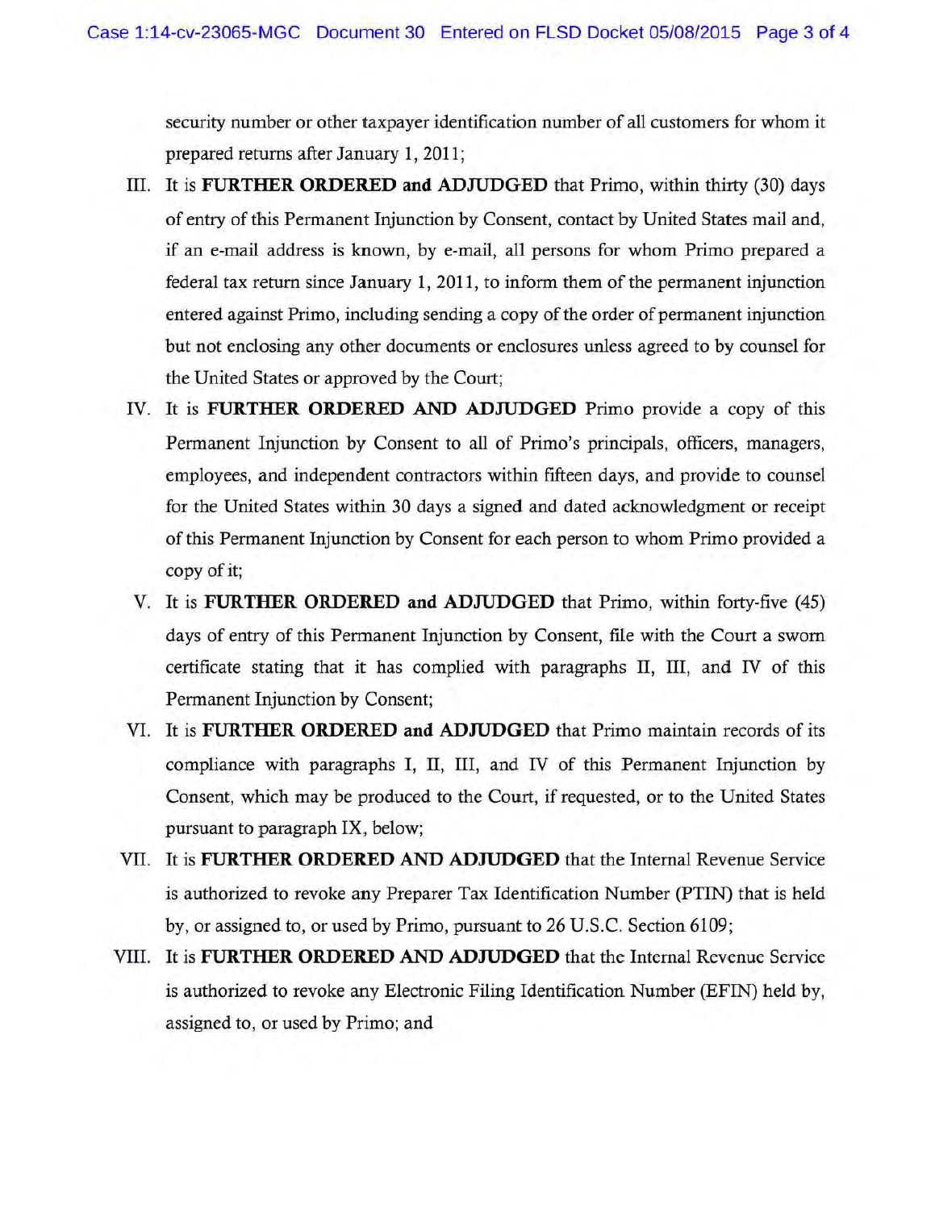security number or other taxpayer identification number of all customers for whom it prepared returns after January 1, 2011;

III. It is **FURTHER ORDERED and ADJUDGED** that Primo, within thirty (30) days of entry of this Permanent Injunction by Consent, contact by United States mail and, if an e-mail address is known, by e-mail, all persons for whom Primo prepared a federal tax return since January 1, 2011, to inform them of the permanent injunction entered against Primo, including sending a copy of the order of permanent injunction but not enclosing any other documents or enclosures unless agreed to by counsel for the United States or approved by the Court;

IV. It is **FURTHER ORDERED AND ADJUDGED** Primo provide a copy of this Permanent Injunction by Consent to all of Primo's principals, officers, managers, employees, and independent contractors within fifteen days, and provide to counsel for the United States within 30 days a signed and dated acknowledgment or receipt of this Permanent Injunction by Consent for each person to whom Primo provided a copy of it;

V. It is **FURTHER ORDERED and ADJUDGED** that Primo, within forty-five (45) days of entry of this Permanent Injunction by Consent, file with the Court a sworn certificate stating that it has complied with paragraphs II, III, and IV of this Permanent Injunction by Consent;

VI. It is **FURTHER ORDERED and ADJUDGED** that Primo maintain records of its compliance with paragraphs I, II, III, and IV of this Permanent Injunction by Consent, which may be produced to the Court, if requested, or to the United States pursuant to paragraph IX, below;

VII. It is **FURTHER ORDERED AND ADJUDGED** that the Internal Revenue Service is authorized to revoke any Preparer Tax Identification Number (PTIN) that is held by, or assigned to, or used by Primo, pursuant to 26 U.S.C. Section 6109;

VIII. It is **FURTHER ORDERED AND ADJUDGED** that the Internal Revenue Service is authorized to revoke any Electronic Filing Identification Number (EFIN) held by, assigned to, or used by Primo; and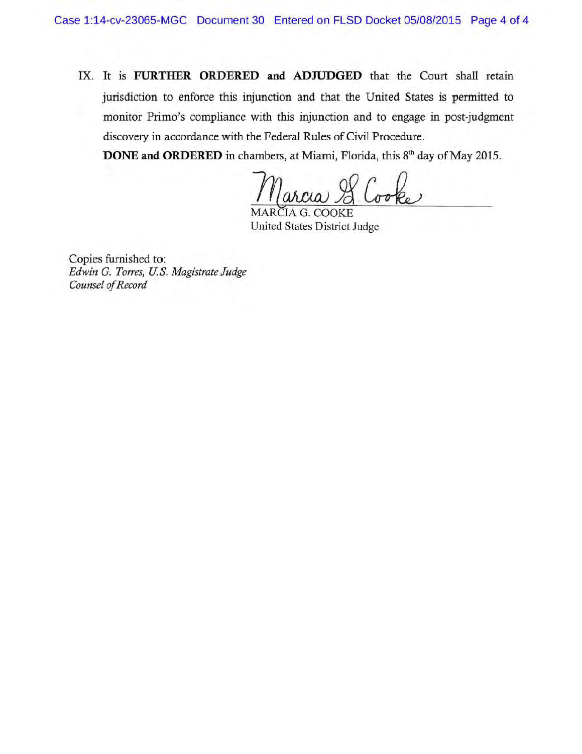IX. It is **FURTHER ORDERED and ADJUDGED** that the Court shall retain jurisdiction to enforce this injunction and that the United States is permitted to monitor Primo's compliance with this injunction and to engage in post-judgment discovery in accordance with the Federal Rules of Civil Procedure.

**DONE and ORDERED** in chambers, at Miami, Florida, this 8th day of May 2015.

MARCIA G. COOKE
United States District Judge

Copies furnished to:
*Edwin G. Torres, U.S. Magistrate Judge*
*Counsel of Record*